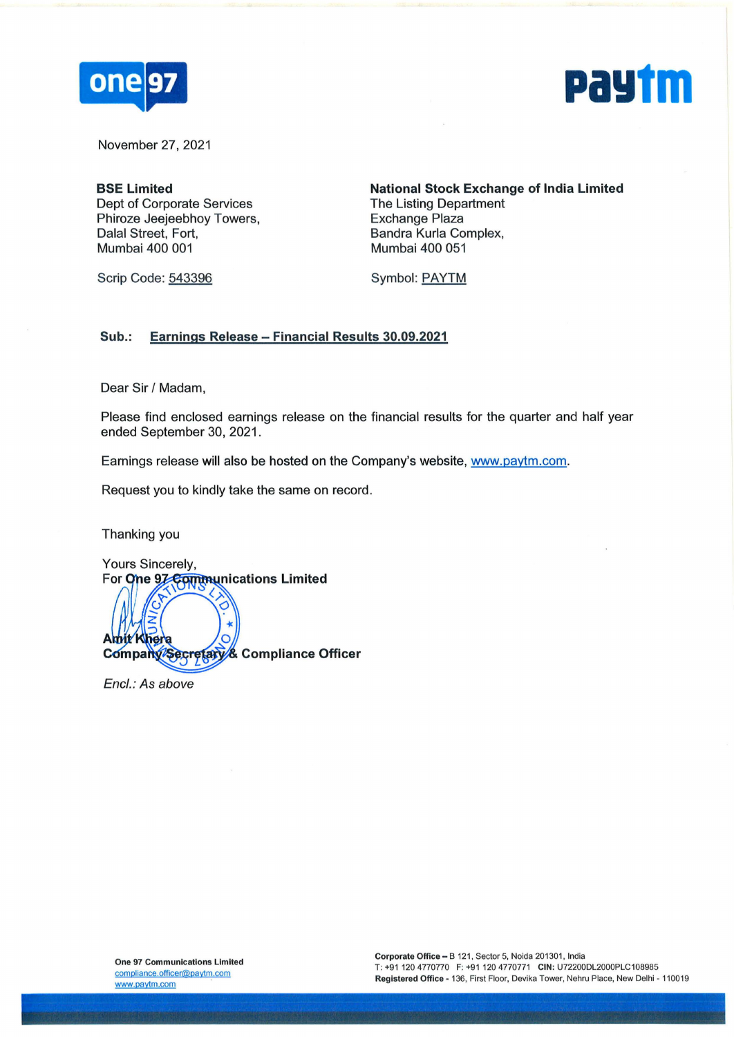November 27, 2021

**BSE Limited**
Dept of Corporate Services
Phiroze Jeejeebhoy Towers,
Dalal Street, Fort,
Mumbai 400 001

Scrip Code: 543396

**National Stock Exchange of India Limited**
The Listing Department
Exchange Plaza
Bandra Kurla Complex,
Mumbai 400 051

Symbol: PAYTM

**Sub.: Earnings Release – Financial Results 30.09.2021**

Dear Sir / Madam,

Please find enclosed earnings release on the financial results for the quarter and half year ended September 30, 2021.

Earnings release will also be hosted on the Company's website, www.paytm.com.

Request you to kindly take the same on record.

Thanking you

Yours Sincerely,
**For One 97 Communications Limited**

**Amit Khera**
**Company Secretary & Compliance Officer**

*Encl.: As above*

**One 97 Communications Limited**
compliance.officer@paytm.com
www.paytm.com

**Corporate Office** – B 121, Sector 5, Noida 201301, India
T: +91 120 4770770 F: +91 120 4770771 **CIN:** U72200DL2000PLC108985
**Registered Office** - 136, First Floor, Devika Tower, Nehru Place, New Delhi - 110019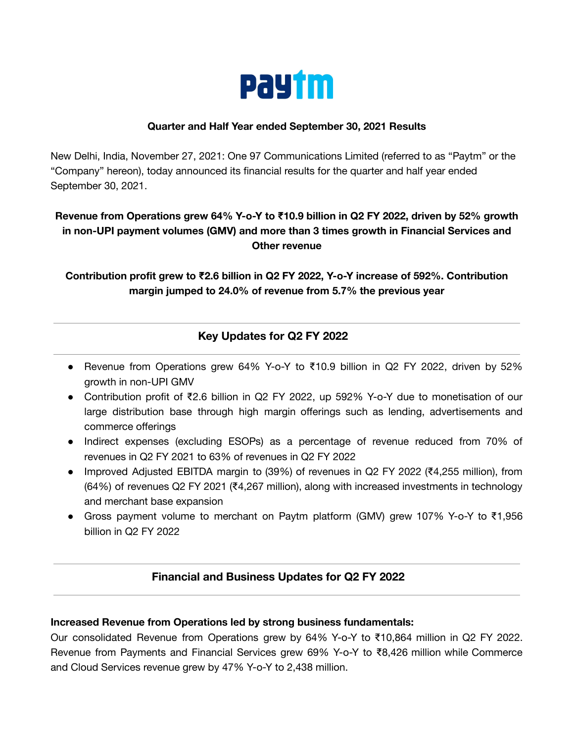# Paytm

**Quarter and Half Year ended September 30, 2021 Results**

New Delhi, India, November 27, 2021: One 97 Communications Limited (referred to as "Paytm" or the "Company" hereon), today announced its financial results for the quarter and half year ended September 30, 2021.

**Revenue from Operations grew 64% Y-o-Y to ₹10.9 billion in Q2 FY 2022, driven by 52% growth in non-UPI payment volumes (GMV) and more than 3 times growth in Financial Services and Other revenue**

**Contribution profit grew to ₹2.6 billion in Q2 FY 2022, Y-o-Y increase of 592%. Contribution margin jumped to 24.0% of revenue from 5.7% the previous year**

---

## Key Updates for Q2 FY 2022

---

- Revenue from Operations grew 64% Y-o-Y to ₹10.9 billion in Q2 FY 2022, driven by 52% growth in non-UPI GMV
- Contribution profit of ₹2.6 billion in Q2 FY 2022, up 592% Y-o-Y due to monetisation of our large distribution base through high margin offerings such as lending, advertisements and commerce offerings
- Indirect expenses (excluding ESOPs) as a percentage of revenue reduced from 70% of revenues in Q2 FY 2021 to 63% of revenues in Q2 FY 2022
- Improved Adjusted EBITDA margin to (39%) of revenues in Q2 FY 2022 (₹4,255 million), from (64%) of revenues Q2 FY 2021 (₹4,267 million), along with increased investments in technology and merchant base expansion
- Gross payment volume to merchant on Paytm platform (GMV) grew 107% Y-o-Y to ₹1,956 billion in Q2 FY 2022

---

## Financial and Business Updates for Q2 FY 2022

---

**Increased Revenue from Operations led by strong business fundamentals:**

Our consolidated Revenue from Operations grew by 64% Y-o-Y to ₹10,864 million in Q2 FY 2022. Revenue from Payments and Financial Services grew 69% Y-o-Y to ₹8,426 million while Commerce and Cloud Services revenue grew by 47% Y-o-Y to 2,438 million.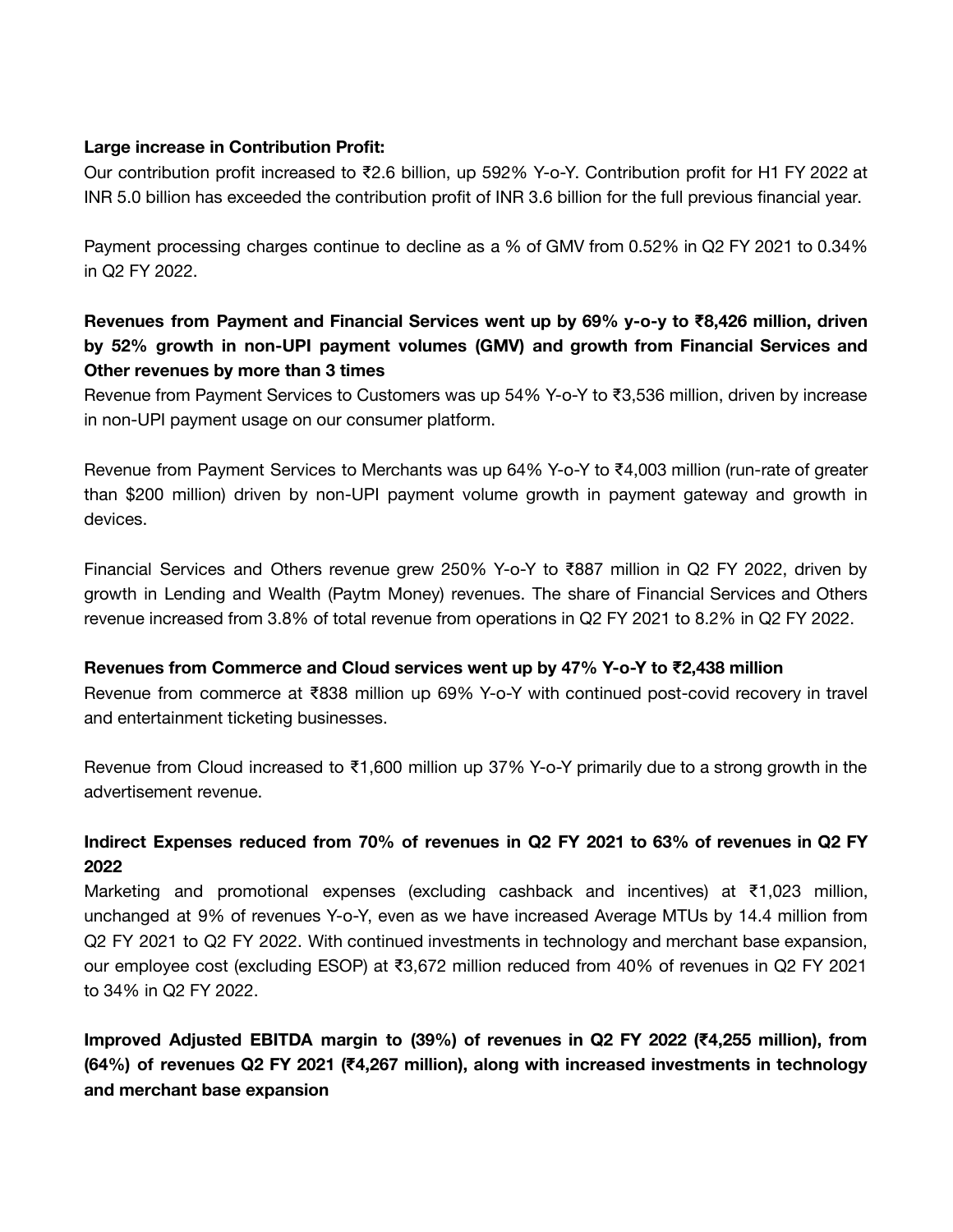**Large increase in Contribution Profit:**

Our contribution profit increased to ₹2.6 billion, up 592% Y-o-Y. Contribution profit for H1 FY 2022 at INR 5.0 billion has exceeded the contribution profit of INR 3.6 billion for the full previous financial year.

Payment processing charges continue to decline as a % of GMV from 0.52% in Q2 FY 2021 to 0.34% in Q2 FY 2022.

**Revenues from Payment and Financial Services went up by 69% y-o-y to ₹8,426 million, driven by 52% growth in non-UPI payment volumes (GMV) and growth from Financial Services and Other revenues by more than 3 times**

Revenue from Payment Services to Customers was up 54% Y-o-Y to ₹3,536 million, driven by increase in non-UPI payment usage on our consumer platform.

Revenue from Payment Services to Merchants was up 64% Y-o-Y to ₹4,003 million (run-rate of greater than $200 million) driven by non-UPI payment volume growth in payment gateway and growth in devices.

Financial Services and Others revenue grew 250% Y-o-Y to ₹887 million in Q2 FY 2022, driven by growth in Lending and Wealth (Paytm Money) revenues. The share of Financial Services and Others revenue increased from 3.8% of total revenue from operations in Q2 FY 2021 to 8.2% in Q2 FY 2022.

**Revenues from Commerce and Cloud services went up by 47% Y-o-Y to ₹2,438 million**

Revenue from commerce at ₹838 million up 69% Y-o-Y with continued post-covid recovery in travel and entertainment ticketing businesses.

Revenue from Cloud increased to ₹1,600 million up 37% Y-o-Y primarily due to a strong growth in the advertisement revenue.

**Indirect Expenses reduced from 70% of revenues in Q2 FY 2021 to 63% of revenues in Q2 FY 2022**

Marketing and promotional expenses (excluding cashback and incentives) at ₹1,023 million, unchanged at 9% of revenues Y-o-Y, even as we have increased Average MTUs by 14.4 million from Q2 FY 2021 to Q2 FY 2022. With continued investments in technology and merchant base expansion, our employee cost (excluding ESOP) at ₹3,672 million reduced from 40% of revenues in Q2 FY 2021 to 34% in Q2 FY 2022.

**Improved Adjusted EBITDA margin to (39%) of revenues in Q2 FY 2022 (₹4,255 million), from (64%) of revenues Q2 FY 2021 (₹4,267 million), along with increased investments in technology and merchant base expansion**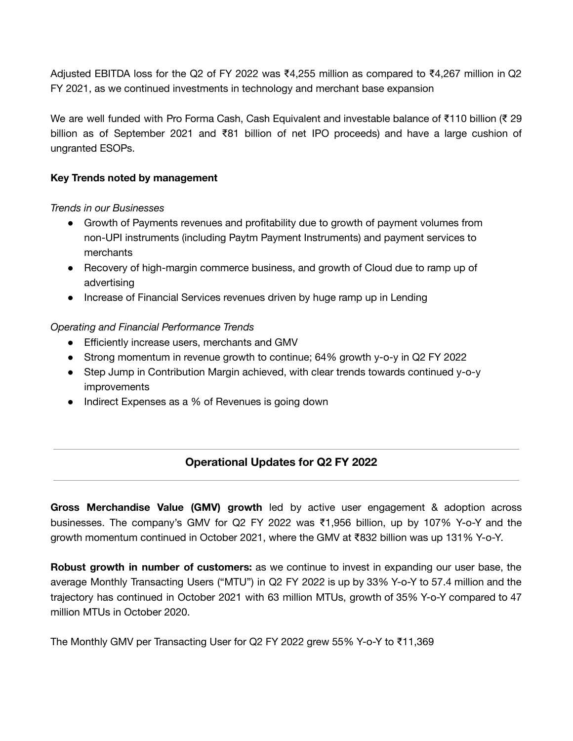Adjusted EBITDA loss for the Q2 of FY 2022 was ₹4,255 million as compared to ₹4,267 million in Q2 FY 2021, as we continued investments in technology and merchant base expansion

We are well funded with Pro Forma Cash, Cash Equivalent and investable balance of ₹110 billion (₹ 29 billion as of September 2021 and ₹81 billion of net IPO proceeds) and have a large cushion of ungranted ESOPs.

**Key Trends noted by management**

*Trends in our Businesses*

- Growth of Payments revenues and profitability due to growth of payment volumes from non-UPI instruments (including Paytm Payment Instruments) and payment services to merchants
- Recovery of high-margin commerce business, and growth of Cloud due to ramp up of advertising
- Increase of Financial Services revenues driven by huge ramp up in Lending

*Operating and Financial Performance Trends*

- Efficiently increase users, merchants and GMV
- Strong momentum in revenue growth to continue; 64% growth y-o-y in Q2 FY 2022
- Step Jump in Contribution Margin achieved, with clear trends towards continued y-o-y improvements
- Indirect Expenses as a % of Revenues is going down

## Operational Updates for Q2 FY 2022

**Gross Merchandise Value (GMV) growth** led by active user engagement & adoption across businesses. The company's GMV for Q2 FY 2022 was ₹1,956 billion, up by 107% Y-o-Y and the growth momentum continued in October 2021, where the GMV at ₹832 billion was up 131% Y-o-Y.

**Robust growth in number of customers:** as we continue to invest in expanding our user base, the average Monthly Transacting Users ("MTU") in Q2 FY 2022 is up by 33% Y-o-Y to 57.4 million and the trajectory has continued in October 2021 with 63 million MTUs, growth of 35% Y-o-Y compared to 47 million MTUs in October 2020.

The Monthly GMV per Transacting User for Q2 FY 2022 grew 55% Y-o-Y to ₹11,369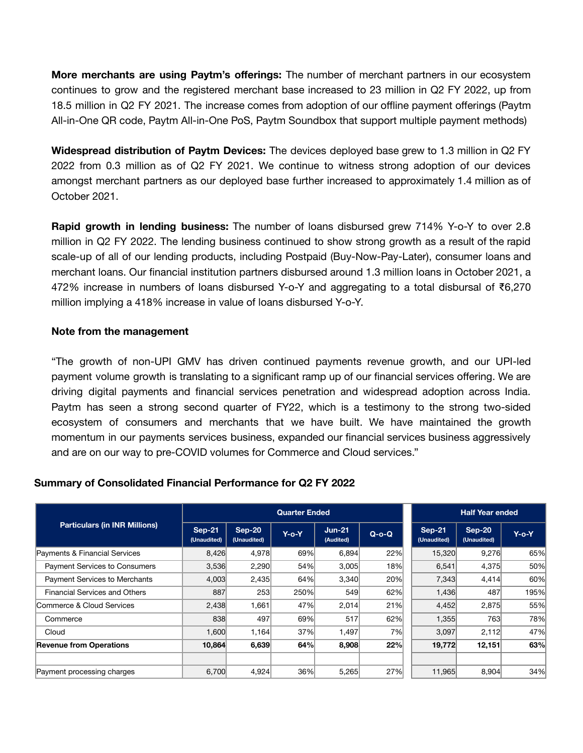**More merchants are using Paytm's offerings:** The number of merchant partners in our ecosystem continues to grow and the registered merchant base increased to 23 million in Q2 FY 2022, up from 18.5 million in Q2 FY 2021. The increase comes from adoption of our offline payment offerings (Paytm All-in-One QR code, Paytm All-in-One PoS, Paytm Soundbox that support multiple payment methods)

**Widespread distribution of Paytm Devices:** The devices deployed base grew to 1.3 million in Q2 FY 2022 from 0.3 million as of Q2 FY 2021. We continue to witness strong adoption of our devices amongst merchant partners as our deployed base further increased to approximately 1.4 million as of October 2021.

**Rapid growth in lending business:** The number of loans disbursed grew 714% Y-o-Y to over 2.8 million in Q2 FY 2022. The lending business continued to show strong growth as a result of the rapid scale-up of all of our lending products, including Postpaid (Buy-Now-Pay-Later), consumer loans and merchant loans. Our financial institution partners disbursed around 1.3 million loans in October 2021, a 472% increase in numbers of loans disbursed Y-o-Y and aggregating to a total disbursal of ₹6,270 million implying a 418% increase in value of loans disbursed Y-o-Y.

**Note from the management**

"The growth of non-UPI GMV has driven continued payments revenue growth, and our UPI-led payment volume growth is translating to a significant ramp up of our financial services offering. We are driving digital payments and financial services penetration and widespread adoption across India. Paytm has seen a strong second quarter of FY22, which is a testimony to the strong two-sided ecosystem of consumers and merchants that we have built. We have maintained the growth momentum in our payments services business, expanded our financial services business aggressively and are on our way to pre-COVID volumes for Commerce and Cloud services."

### Summary of Consolidated Financial Performance for Q2 FY 2022

| Particulars (in INR Millions) | Quarter Ended | | | | | Half Year ended | | |
|---|---|---|---|---|---|---|---|---|
| | Sep-21 (Unaudited) | Sep-20 (Unaudited) | Y-o-Y | Jun-21 (Audited) | Q-o-Q | Sep-21 (Unaudited) | Sep-20 (Unaudited) | Y-o-Y |
| Payments & Financial Services | 8,426 | 4,978 | 69% | 6,894 | 22% | 15,320 | 9,276 | 65% |
| Payment Services to Consumers | 3,536 | 2,290 | 54% | 3,005 | 18% | 6,541 | 4,375 | 50% |
| Payment Services to Merchants | 4,003 | 2,435 | 64% | 3,340 | 20% | 7,343 | 4,414 | 60% |
| Financial Services and Others | 887 | 253 | 250% | 549 | 62% | 1,436 | 487 | 195% |
| Commerce & Cloud Services | 2,438 | 1,661 | 47% | 2,014 | 21% | 4,452 | 2,875 | 55% |
| Commerce | 838 | 497 | 69% | 517 | 62% | 1,355 | 763 | 78% |
| Cloud | 1,600 | 1,164 | 37% | 1,497 | 7% | 3,097 | 2,112 | 47% |
| **Revenue from Operations** | **10,864** | **6,639** | **64%** | **8,908** | **22%** | **19,772** | **12,151** | **63%** |
| | | | | | | | | |
| Payment processing charges | 6,700 | 4,924 | 36% | 5,265 | 27% | 11,965 | 8,904 | 34% |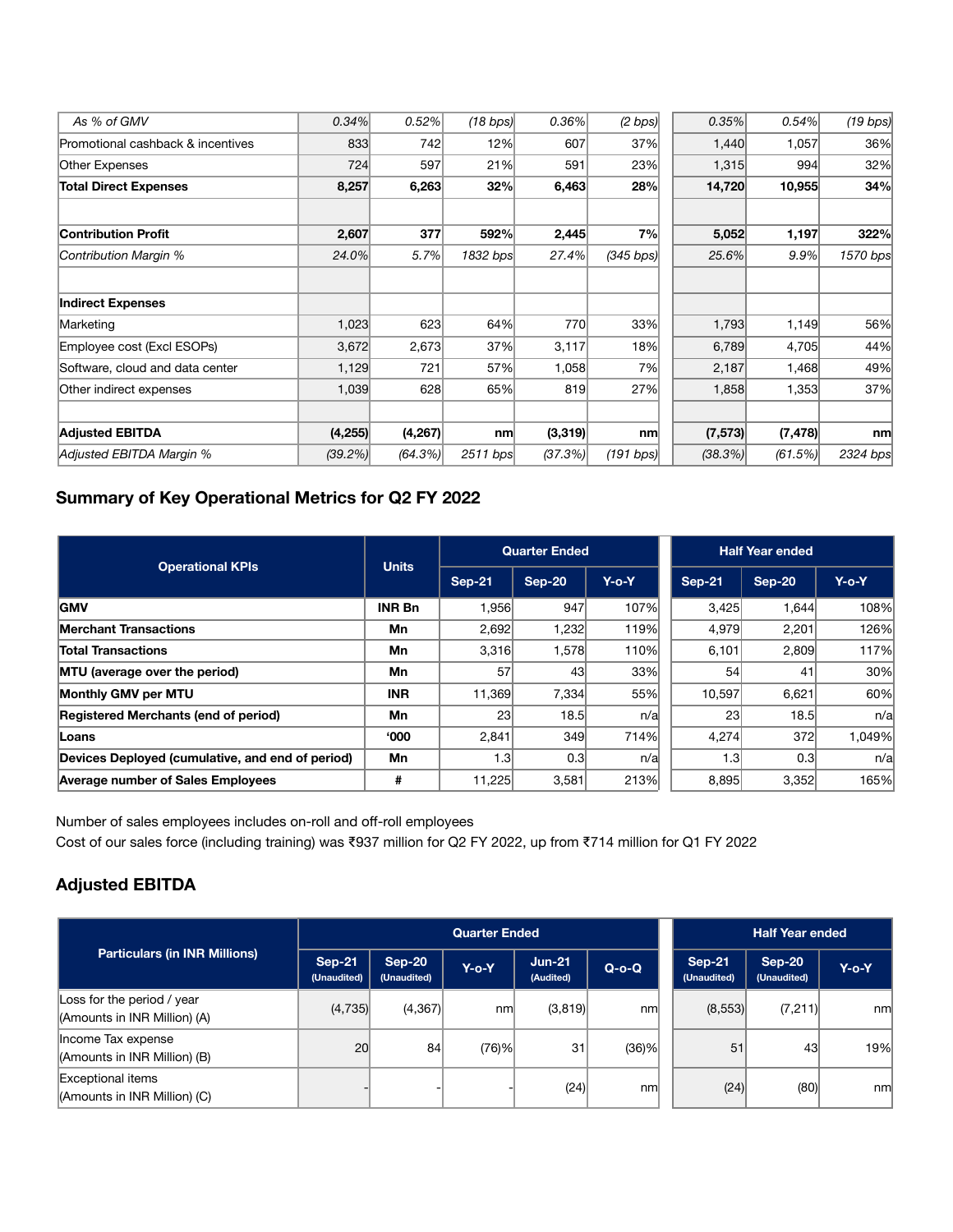| | | | | | | | | |
|---|---|---|---|---|---|---|---|---|
| *As % of GMV* | *0.34%* | *0.52%* | *(18 bps)* | *0.36%* | *(2 bps)* | *0.35%* | *0.54%* | *(19 bps)* |
| Promotional cashback & incentives | 833 | 742 | 12% | 607 | 37% | 1,440 | 1,057 | 36% |
| Other Expenses | 724 | 597 | 21% | 591 | 23% | 1,315 | 994 | 32% |
| **Total Direct Expenses** | **8,257** | **6,263** | **32%** | **6,463** | **28%** | **14,720** | **10,955** | **34%** |
| | | | | | | | | |
| **Contribution Profit** | **2,607** | **377** | **592%** | **2,445** | **7%** | **5,052** | **1,197** | **322%** |
| *Contribution Margin %* | *24.0%* | *5.7%* | *1832 bps* | *27.4%* | *(345 bps)* | *25.6%* | *9.9%* | *1570 bps* |
| | | | | | | | | |
| **Indirect Expenses** | | | | | | | | |
| Marketing | 1,023 | 623 | 64% | 770 | 33% | 1,793 | 1,149 | 56% |
| Employee cost (Excl ESOPs) | 3,672 | 2,673 | 37% | 3,117 | 18% | 6,789 | 4,705 | 44% |
| Software, cloud and data center | 1,129 | 721 | 57% | 1,058 | 7% | 2,187 | 1,468 | 49% |
| Other indirect expenses | 1,039 | 628 | 65% | 819 | 27% | 1,858 | 1,353 | 37% |
| | | | | | | | | |
| **Adjusted EBITDA** | **(4,255)** | **(4,267)** | **nm** | **(3,319)** | **nm** | **(7,573)** | **(7,478)** | **nm** |
| *Adjusted EBITDA Margin %* | *(39.2%)* | *(64.3%)* | *2511 bps* | *(37.3%)* | *(191 bps)* | *(38.3%)* | *(61.5%)* | *2324 bps* |

## Summary of Key Operational Metrics for Q2 FY 2022

| Operational KPIs | Units | Quarter Ended | | | Half Year ended | | |
|---|---|---|---|---|---|---|---|
| | | Sep-21 | Sep-20 | Y-o-Y | Sep-21 | Sep-20 | Y-o-Y |
| **GMV** | **INR Bn** | 1,956 | 947 | 107% | 3,425 | 1,644 | 108% |
| **Merchant Transactions** | **Mn** | 2,692 | 1,232 | 119% | 4,979 | 2,201 | 126% |
| **Total Transactions** | **Mn** | 3,316 | 1,578 | 110% | 6,101 | 2,809 | 117% |
| **MTU (average over the period)** | **Mn** | 57 | 43 | 33% | 54 | 41 | 30% |
| **Monthly GMV per MTU** | **INR** | 11,369 | 7,334 | 55% | 10,597 | 6,621 | 60% |
| **Registered Merchants (end of period)** | **Mn** | 23 | 18.5 | n/a | 23 | 18.5 | n/a |
| **Loans** | **'000** | 2,841 | 349 | 714% | 4,274 | 372 | 1,049% |
| **Devices Deployed (cumulative, and end of period)** | **Mn** | 1.3 | 0.3 | n/a | 1.3 | 0.3 | n/a |
| **Average number of Sales Employees** | **#** | 11,225 | 3,581 | 213% | 8,895 | 3,352 | 165% |

Number of sales employees includes on-roll and off-roll employees

Cost of our sales force (including training) was ₹937 million for Q2 FY 2022, up from ₹714 million for Q1 FY 2022

## Adjusted EBITDA

| Particulars (in INR Millions) | Quarter Ended | | | | | Half Year ended | | |
|---|---|---|---|---|---|---|---|---|
| | Sep-21 (Unaudited) | Sep-20 (Unaudited) | Y-o-Y | Jun-21 (Audited) | Q-o-Q | Sep-21 (Unaudited) | Sep-20 (Unaudited) | Y-o-Y |
| Loss for the period / year (Amounts in INR Million) (A) | (4,735) | (4,367) | nm | (3,819) | nm | (8,553) | (7,211) | nm |
| Income Tax expense (Amounts in INR Million) (B) | 20 | 84 | (76)% | 31 | (36)% | 51 | 43 | 19% |
| Exceptional items (Amounts in INR Million) (C) | - | - | - | (24) | nm | (24) | (80) | nm |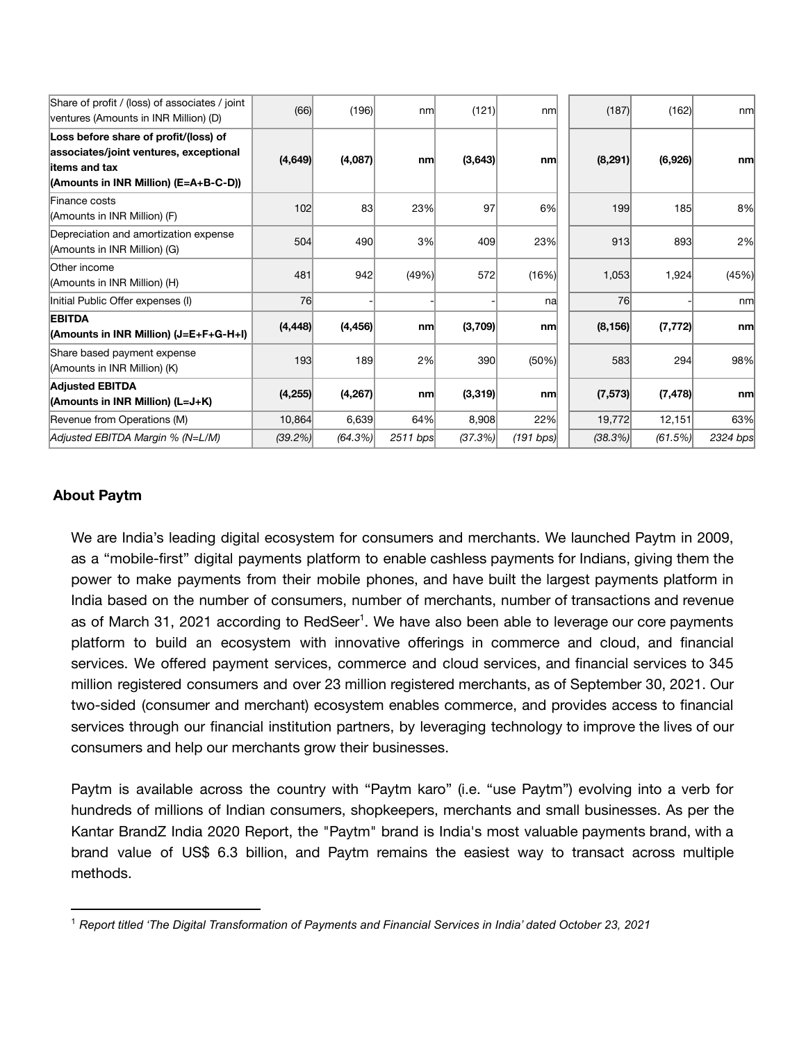| Share of profit / (loss) of associates / joint ventures (Amounts in INR Million) (D) | (66) | (196) | nm | (121) | nm | | (187) | (162) | nm |
|---|---|---|---|---|---|---|---|---|---|
| **Loss before share of profit/(loss) of associates/joint ventures, exceptional items and tax (Amounts in INR Million) (E=A+B-C-D))** | **(4,649)** | **(4,087)** | **nm** | **(3,643)** | **nm** | | **(8,291)** | **(6,926)** | **nm** |
| Finance costs (Amounts in INR Million) (F) | 102 | 83 | 23% | 97 | 6% | | 199 | 185 | 8% |
| Depreciation and amortization expense (Amounts in INR Million) (G) | 504 | 490 | 3% | 409 | 23% | | 913 | 893 | 2% |
| Other income (Amounts in INR Million) (H) | 481 | 942 | (49%) | 572 | (16%) | | 1,053 | 1,924 | (45%) |
| Initial Public Offer expenses (I) | 76 | - | - | - | na | | 76 | - | nm |
| **EBITDA (Amounts in INR Million) (J=E+F+G-H+I)** | **(4,448)** | **(4,456)** | **nm** | **(3,709)** | **nm** | | **(8,156)** | **(7,772)** | **nm** |
| Share based payment expense (Amounts in INR Million) (K) | 193 | 189 | 2% | 390 | (50%) | | 583 | 294 | 98% |
| **Adjusted EBITDA (Amounts in INR Million) (L=J+K)** | **(4,255)** | **(4,267)** | **nm** | **(3,319)** | **nm** | | **(7,573)** | **(7,478)** | **nm** |
| Revenue from Operations (M) | 10,864 | 6,639 | 64% | 8,908 | 22% | | 19,772 | 12,151 | 63% |
| *Adjusted EBITDA Margin % (N=L/M)* | *(39.2%)* | *(64.3%)* | *2511 bps* | *(37.3%)* | *(191 bps)* | | *(38.3%)* | *(61.5%)* | *2324 bps* |

## About Paytm

We are India's leading digital ecosystem for consumers and merchants. We launched Paytm in 2009, as a "mobile-first" digital payments platform to enable cashless payments for Indians, giving them the power to make payments from their mobile phones, and have built the largest payments platform in India based on the number of consumers, number of merchants, number of transactions and revenue as of March 31, 2021 according to RedSeer[1]. We have also been able to leverage our core payments platform to build an ecosystem with innovative offerings in commerce and cloud, and financial services. We offered payment services, commerce and cloud services, and financial services to 345 million registered consumers and over 23 million registered merchants, as of September 30, 2021. Our two-sided (consumer and merchant) ecosystem enables commerce, and provides access to financial services through our financial institution partners, by leveraging technology to improve the lives of our consumers and help our merchants grow their businesses.

Paytm is available across the country with "Paytm karo" (i.e. "use Paytm") evolving into a verb for hundreds of millions of Indian consumers, shopkeepers, merchants and small businesses. As per the Kantar BrandZ India 2020 Report, the "Paytm" brand is India's most valuable payments brand, with a brand value of US$ 6.3 billion, and Paytm remains the easiest way to transact across multiple methods.

---

[1] *Report titled 'The Digital Transformation of Payments and Financial Services in India' dated October 23, 2021*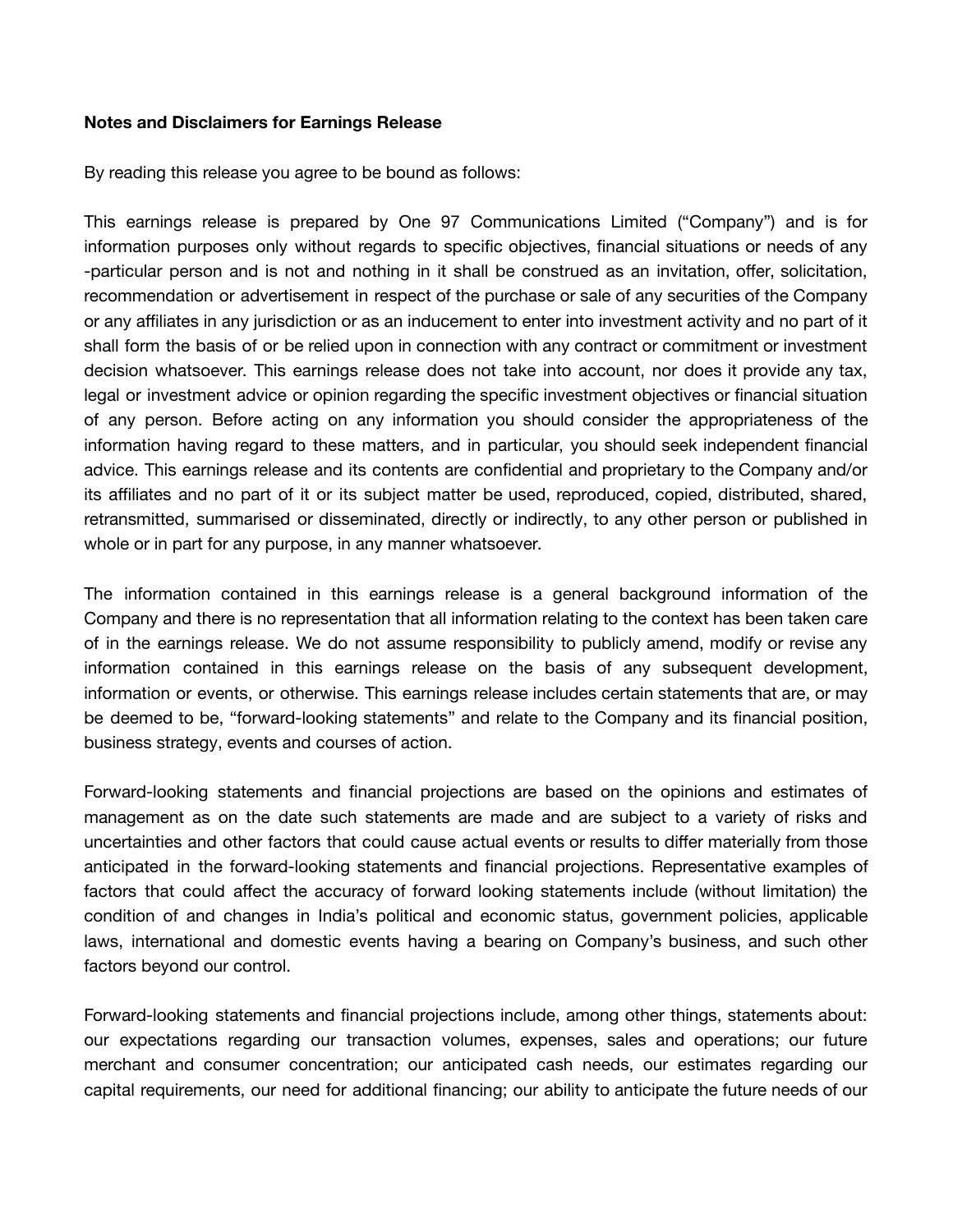**Notes and Disclaimers for Earnings Release**

By reading this release you agree to be bound as follows:

This earnings release is prepared by One 97 Communications Limited ("Company") and is for information purposes only without regards to specific objectives, financial situations or needs of any -particular person and is not and nothing in it shall be construed as an invitation, offer, solicitation, recommendation or advertisement in respect of the purchase or sale of any securities of the Company or any affiliates in any jurisdiction or as an inducement to enter into investment activity and no part of it shall form the basis of or be relied upon in connection with any contract or commitment or investment decision whatsoever. This earnings release does not take into account, nor does it provide any tax, legal or investment advice or opinion regarding the specific investment objectives or financial situation of any person. Before acting on any information you should consider the appropriateness of the information having regard to these matters, and in particular, you should seek independent financial advice. This earnings release and its contents are confidential and proprietary to the Company and/or its affiliates and no part of it or its subject matter be used, reproduced, copied, distributed, shared, retransmitted, summarised or disseminated, directly or indirectly, to any other person or published in whole or in part for any purpose, in any manner whatsoever.

The information contained in this earnings release is a general background information of the Company and there is no representation that all information relating to the context has been taken care of in the earnings release. We do not assume responsibility to publicly amend, modify or revise any information contained in this earnings release on the basis of any subsequent development, information or events, or otherwise. This earnings release includes certain statements that are, or may be deemed to be, "forward-looking statements" and relate to the Company and its financial position, business strategy, events and courses of action.

Forward-looking statements and financial projections are based on the opinions and estimates of management as on the date such statements are made and are subject to a variety of risks and uncertainties and other factors that could cause actual events or results to differ materially from those anticipated in the forward-looking statements and financial projections. Representative examples of factors that could affect the accuracy of forward looking statements include (without limitation) the condition of and changes in India's political and economic status, government policies, applicable laws, international and domestic events having a bearing on Company's business, and such other factors beyond our control.

Forward-looking statements and financial projections include, among other things, statements about: our expectations regarding our transaction volumes, expenses, sales and operations; our future merchant and consumer concentration; our anticipated cash needs, our estimates regarding our capital requirements, our need for additional financing; our ability to anticipate the future needs of our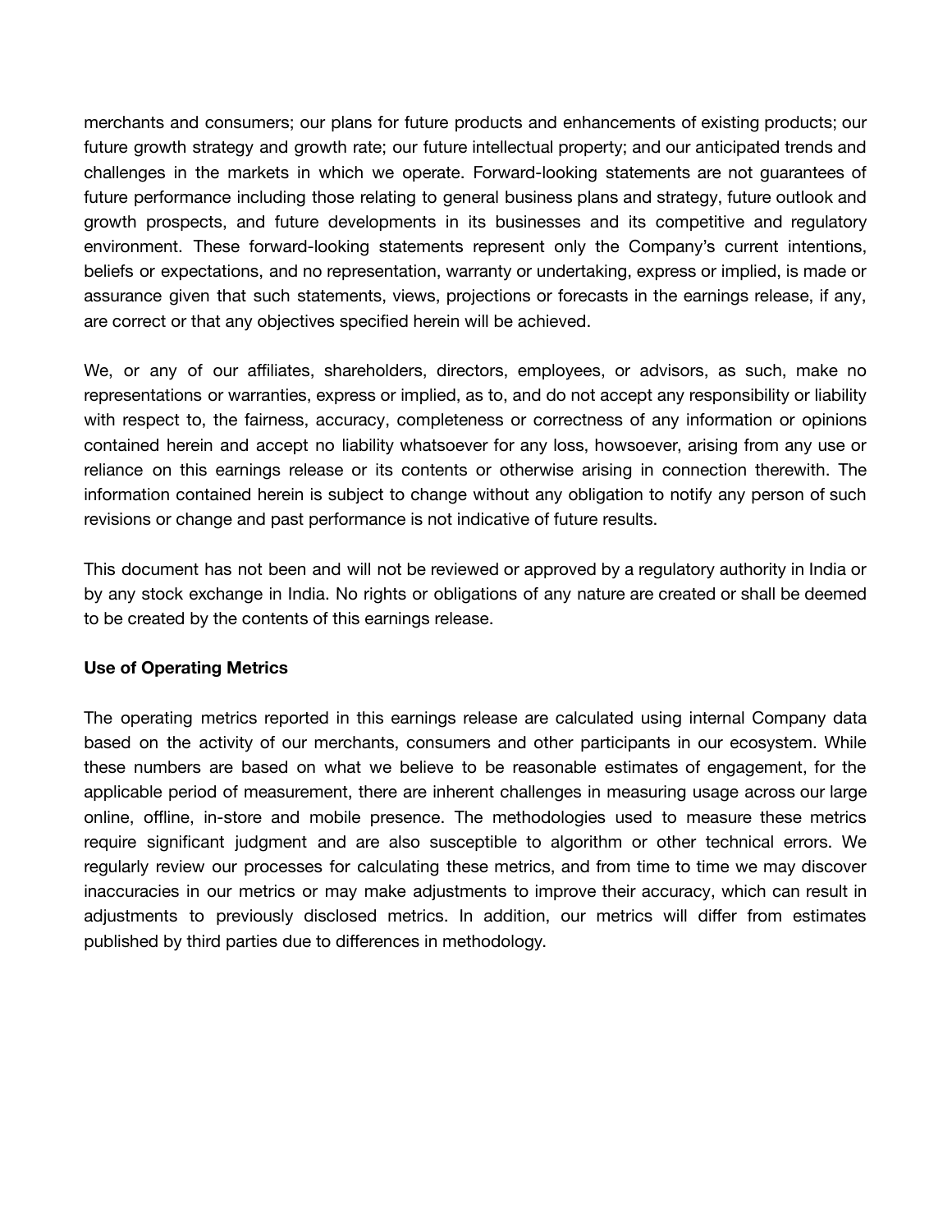merchants and consumers; our plans for future products and enhancements of existing products; our future growth strategy and growth rate; our future intellectual property; and our anticipated trends and challenges in the markets in which we operate. Forward-looking statements are not guarantees of future performance including those relating to general business plans and strategy, future outlook and growth prospects, and future developments in its businesses and its competitive and regulatory environment. These forward-looking statements represent only the Company's current intentions, beliefs or expectations, and no representation, warranty or undertaking, express or implied, is made or assurance given that such statements, views, projections or forecasts in the earnings release, if any, are correct or that any objectives specified herein will be achieved.

We, or any of our affiliates, shareholders, directors, employees, or advisors, as such, make no representations or warranties, express or implied, as to, and do not accept any responsibility or liability with respect to, the fairness, accuracy, completeness or correctness of any information or opinions contained herein and accept no liability whatsoever for any loss, howsoever, arising from any use or reliance on this earnings release or its contents or otherwise arising in connection therewith. The information contained herein is subject to change without any obligation to notify any person of such revisions or change and past performance is not indicative of future results.

This document has not been and will not be reviewed or approved by a regulatory authority in India or by any stock exchange in India. No rights or obligations of any nature are created or shall be deemed to be created by the contents of this earnings release.

**Use of Operating Metrics**

The operating metrics reported in this earnings release are calculated using internal Company data based on the activity of our merchants, consumers and other participants in our ecosystem. While these numbers are based on what we believe to be reasonable estimates of engagement, for the applicable period of measurement, there are inherent challenges in measuring usage across our large online, offline, in-store and mobile presence. The methodologies used to measure these metrics require significant judgment and are also susceptible to algorithm or other technical errors. We regularly review our processes for calculating these metrics, and from time to time we may discover inaccuracies in our metrics or may make adjustments to improve their accuracy, which can result in adjustments to previously disclosed metrics. In addition, our metrics will differ from estimates published by third parties due to differences in methodology.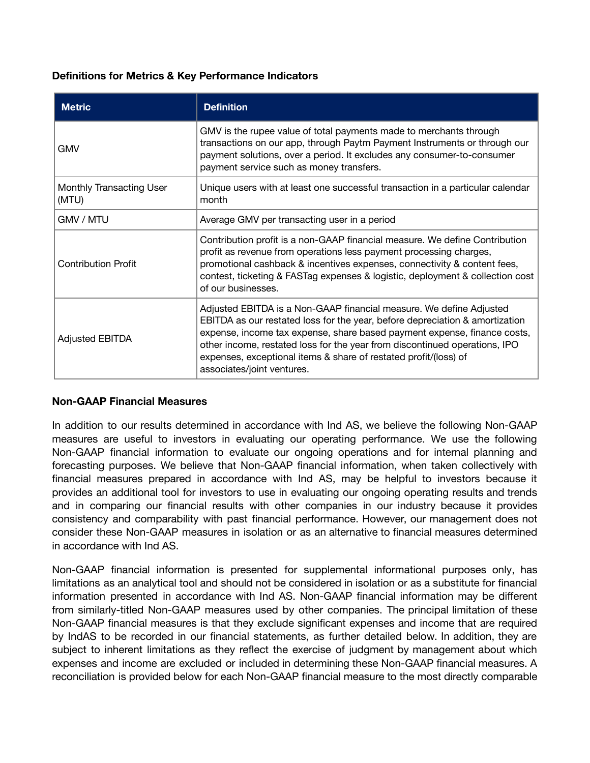**Definitions for Metrics & Key Performance Indicators**

| Metric | Definition |
|---|---|
| GMV | GMV is the rupee value of total payments made to merchants through transactions on our app, through Paytm Payment Instruments or through our payment solutions, over a period. It excludes any consumer-to-consumer payment service such as money transfers. |
| Monthly Transacting User (MTU) | Unique users with at least one successful transaction in a particular calendar month |
| GMV / MTU | Average GMV per transacting user in a period |
| Contribution Profit | Contribution profit is a non-GAAP financial measure. We define Contribution profit as revenue from operations less payment processing charges, promotional cashback & incentives expenses, connectivity & content fees, contest, ticketing & FASTag expenses & logistic, deployment & collection cost of our businesses. |
| Adjusted EBITDA | Adjusted EBITDA is a Non-GAAP financial measure. We define Adjusted EBITDA as our restated loss for the year, before depreciation & amortization expense, income tax expense, share based payment expense, finance costs, other income, restated loss for the year from discontinued operations, IPO expenses, exceptional items & share of restated profit/(loss) of associates/joint ventures. |

**Non-GAAP Financial Measures**

In addition to our results determined in accordance with Ind AS, we believe the following Non-GAAP measures are useful to investors in evaluating our operating performance. We use the following Non-GAAP financial information to evaluate our ongoing operations and for internal planning and forecasting purposes. We believe that Non-GAAP financial information, when taken collectively with financial measures prepared in accordance with Ind AS, may be helpful to investors because it provides an additional tool for investors to use in evaluating our ongoing operating results and trends and in comparing our financial results with other companies in our industry because it provides consistency and comparability with past financial performance. However, our management does not consider these Non-GAAP measures in isolation or as an alternative to financial measures determined in accordance with Ind AS.

Non-GAAP financial information is presented for supplemental informational purposes only, has limitations as an analytical tool and should not be considered in isolation or as a substitute for financial information presented in accordance with Ind AS. Non-GAAP financial information may be different from similarly-titled Non-GAAP measures used by other companies. The principal limitation of these Non-GAAP financial measures is that they exclude significant expenses and income that are required by IndAS to be recorded in our financial statements, as further detailed below. In addition, they are subject to inherent limitations as they reflect the exercise of judgment by management about which expenses and income are excluded or included in determining these Non-GAAP financial measures. A reconciliation is provided below for each Non-GAAP financial measure to the most directly comparable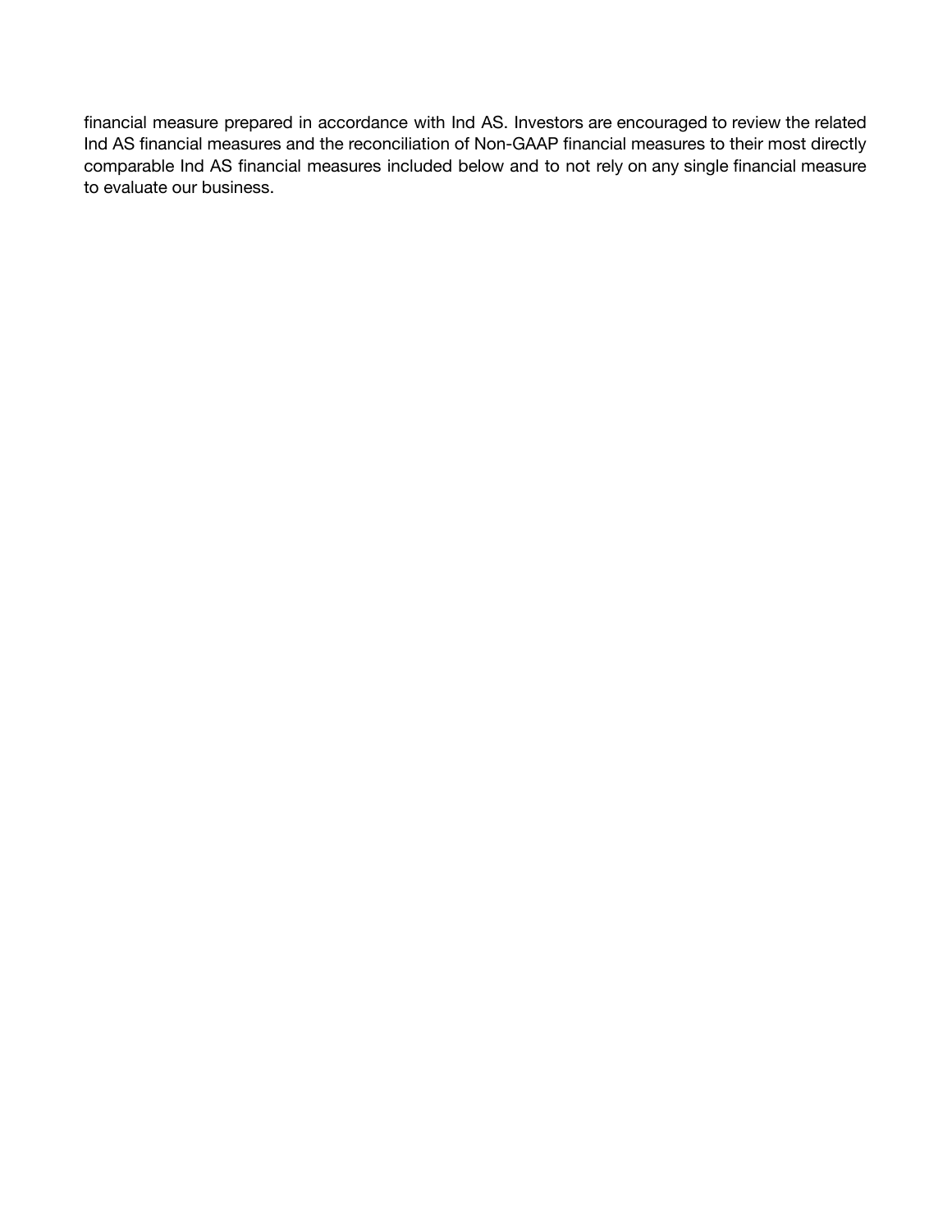financial measure prepared in accordance with Ind AS. Investors are encouraged to review the related Ind AS financial measures and the reconciliation of Non-GAAP financial measures to their most directly comparable Ind AS financial measures included below and to not rely on any single financial measure to evaluate our business.